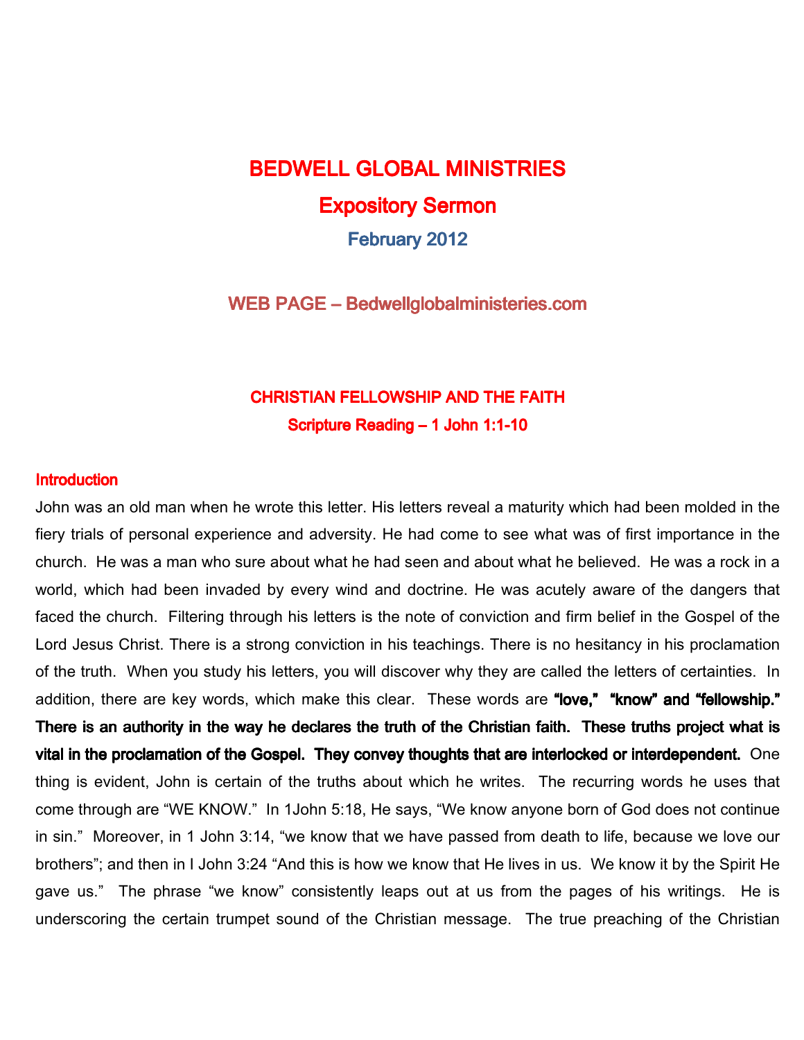# BEDWELL GLOBAL MINISTRIES

## Expository Sermon

### February 2012

**WEB PAGE – Bedwellglobalministeries.com**

## CHRISTIAN FELLOWSHIP AND THE FAITH

### Scripture Reading – 1 John 1:1-10

**Introduction**

John was an old man when he wrote this letter. His letters reveal a maturity which had been molded in the fiery trials of personal experience and adversity. He had come to see what was of first importance in the church. He was a man who sure about what he had seen and about what he believed. He was a rock in a world, which had been invaded by every wind and doctrine. He was acutely aware of the dangers that faced the church. Filtering through his letters is the note of conviction and firm belief in the Gospel of the Lord Jesus Christ. There is a strong conviction in his teachings. There is no hesitancy in his proclamation of the truth. When you study his letters, you will discover why they are called the letters of certainties. In addition, there are key words, which make this clear. These words are **"love," "know" and "fellowship." There is an authority in the way he declares the truth of the Christian faith. These truths project what is vital in the proclamation of the Gospel. They convey thoughts that are interlocked or interdependent.** One thing is evident, John is certain of the truths about which he writes. The recurring words he uses that come through are "WE KNOW." In 1John 5:18, He says, "We know anyone born of God does not continue in sin." Moreover, in 1 John 3:14, "we know that we have passed from death to life, because we love our brothers"; and then in I John 3:24 "And this is how we know that He lives in us. We know it by the Spirit He gave us." The phrase "we know" consistently leaps out at us from the pages of his writings. He is underscoring the certain trumpet sound of the Christian message. The true preaching of the Christian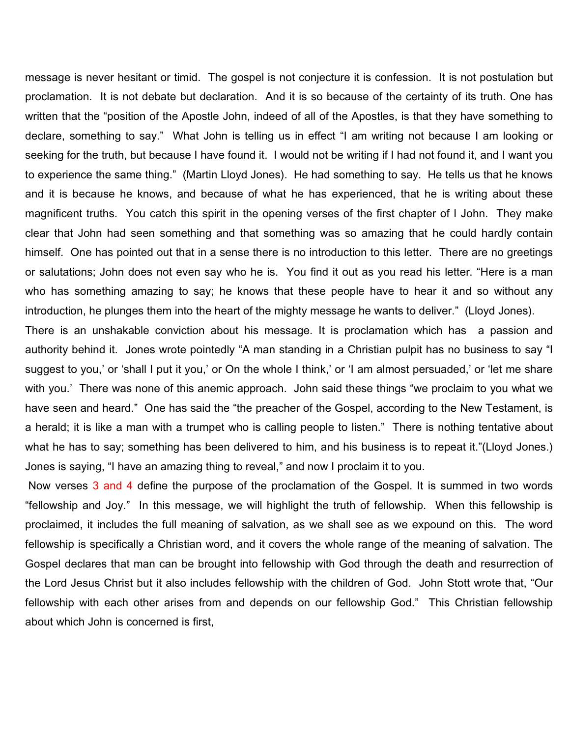message is never hesitant or timid. The gospel is not conjecture it is confession. It is not postulation but proclamation. It is not debate but declaration. And it is so because of the certainty of its truth. One has written that the "position of the Apostle John, indeed of all of the Apostles, is that they have something to declare, something to say." What John is telling us in effect "I am writing not because I am looking or seeking for the truth, but because I have found it. I would not be writing if I had not found it, and I want you to experience the same thing." (Martin Lloyd Jones). He had something to say. He tells us that he knows and it is because he knows, and because of what he has experienced, that he is writing about these magnificent truths. You catch this spirit in the opening verses of the first chapter of I John. They make clear that John had seen something and that something was so amazing that he could hardly contain himself. One has pointed out that in a sense there is no introduction to this letter. There are no greetings or salutations; John does not even say who he is. You find it out as you read his letter. "Here is a man who has something amazing to say; he knows that these people have to hear it and so without any introduction, he plunges them into the heart of the mighty message he wants to deliver." (Lloyd Jones).

There is an unshakable conviction about his message. It is proclamation which has a passion and authority behind it. Jones wrote pointedly "A man standing in a Christian pulpit has no business to say "I suggest to you,' or 'shall I put it you,' or On the whole I think,' or 'I am almost persuaded,' or 'let me share with you.' There was none of this anemic approach. John said these things "we proclaim to you what we have seen and heard." One has said the "the preacher of the Gospel, according to the New Testament, is a herald; it is like a man with a trumpet who is calling people to listen." There is nothing tentative about what he has to say; something has been delivered to him, and his business is to repeat it."(Lloyd Jones.) Jones is saying, "I have an amazing thing to reveal," and now I proclaim it to you.

Now verses 3 and 4 define the purpose of the proclamation of the Gospel. It is summed in two words "fellowship and Joy." In this message, we will highlight the truth of fellowship. When this fellowship is proclaimed, it includes the full meaning of salvation, as we shall see as we expound on this. The word fellowship is specifically a Christian word, and it covers the whole range of the meaning of salvation. The Gospel declares that man can be brought into fellowship with God through the death and resurrection of the Lord Jesus Christ but it also includes fellowship with the children of God. John Stott wrote that, "Our fellowship with each other arises from and depends on our fellowship God." This Christian fellowship about which John is concerned is first,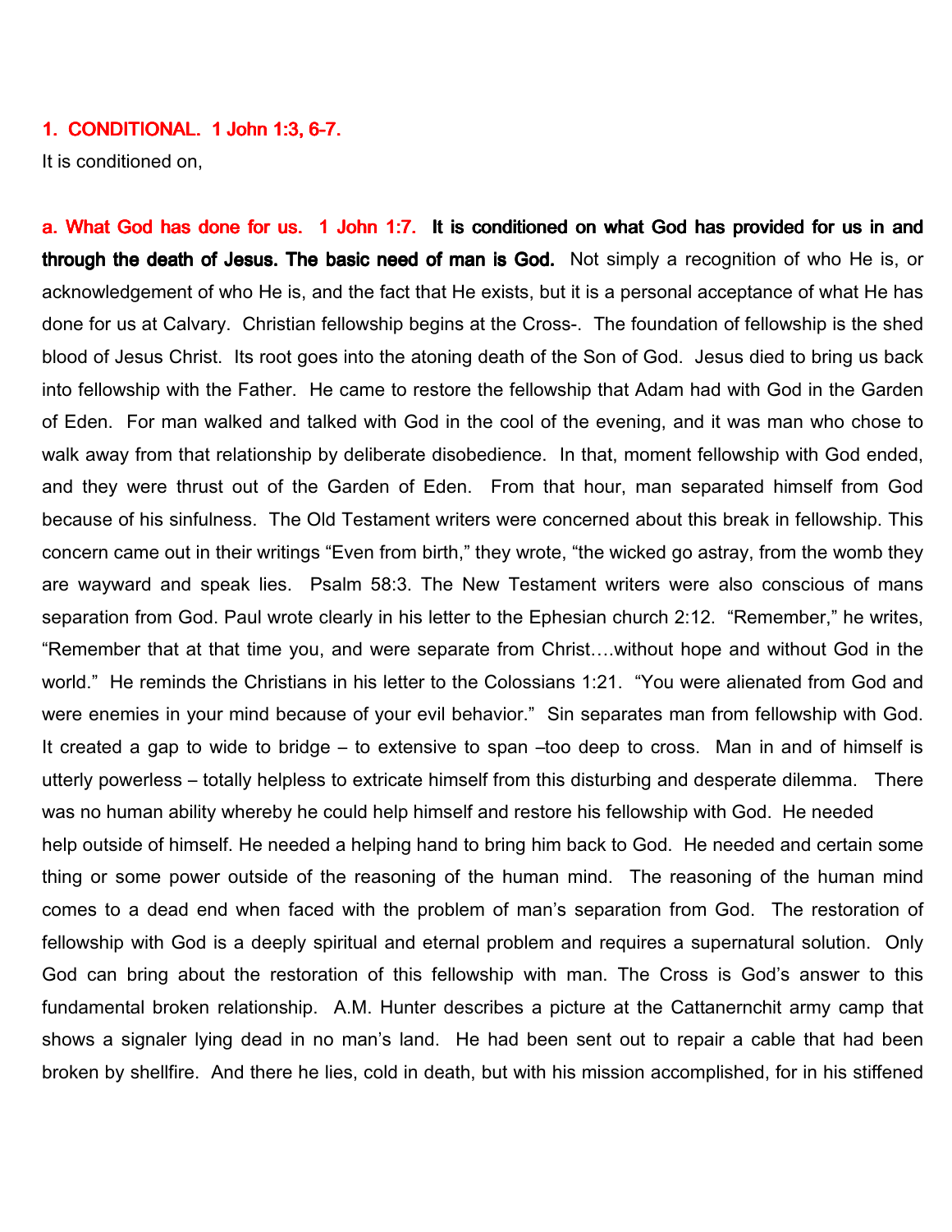**1. CONDITIONAL. 1 John 1:3, 6-7.**

It is conditioned on,

**a. What God has done for us. 1 John 1:7. It is conditioned on what God has provided for us in and through the death of Jesus. The basic need of man is God.** Not simply a recognition of who He is, or acknowledgement of who He is, and the fact that He exists, but it is a personal acceptance of what He has done for us at Calvary. Christian fellowship begins at the Cross-. The foundation of fellowship is the shed blood of Jesus Christ. Its root goes into the atoning death of the Son of God. Jesus died to bring us back into fellowship with the Father. He came to restore the fellowship that Adam had with God in the Garden of Eden. For man walked and talked with God in the cool of the evening, and it was man who chose to walk away from that relationship by deliberate disobedience. In that, moment fellowship with God ended, and they were thrust out of the Garden of Eden. From that hour, man separated himself from God because of his sinfulness. The Old Testament writers were concerned about this break in fellowship. This concern came out in their writings "Even from birth," they wrote, "the wicked go astray, from the womb they are wayward and speak lies. Psalm 58:3. The New Testament writers were also conscious of mans separation from God. Paul wrote clearly in his letter to the Ephesian church 2:12. "Remember," he writes, "Remember that at that time you, and were separate from Christ….without hope and without God in the world." He reminds the Christians in his letter to the Colossians 1:21. "You were alienated from God and were enemies in your mind because of your evil behavior." Sin separates man from fellowship with God. It created a gap to wide to bridge – to extensive to span –too deep to cross. Man in and of himself is utterly powerless – totally helpless to extricate himself from this disturbing and desperate dilemma. There was no human ability whereby he could help himself and restore his fellowship with God. He needed help outside of himself. He needed a helping hand to bring him back to God. He needed and certain some thing or some power outside of the reasoning of the human mind. The reasoning of the human mind comes to a dead end when faced with the problem of man's separation from God. The restoration of fellowship with God is a deeply spiritual and eternal problem and requires a supernatural solution. Only God can bring about the restoration of this fellowship with man. The Cross is God's answer to this fundamental broken relationship. A.M. Hunter describes a picture at the Cattanernchit army camp that shows a signaler lying dead in no man's land. He had been sent out to repair a cable that had been broken by shellfire. And there he lies, cold in death, but with his mission accomplished, for in his stiffened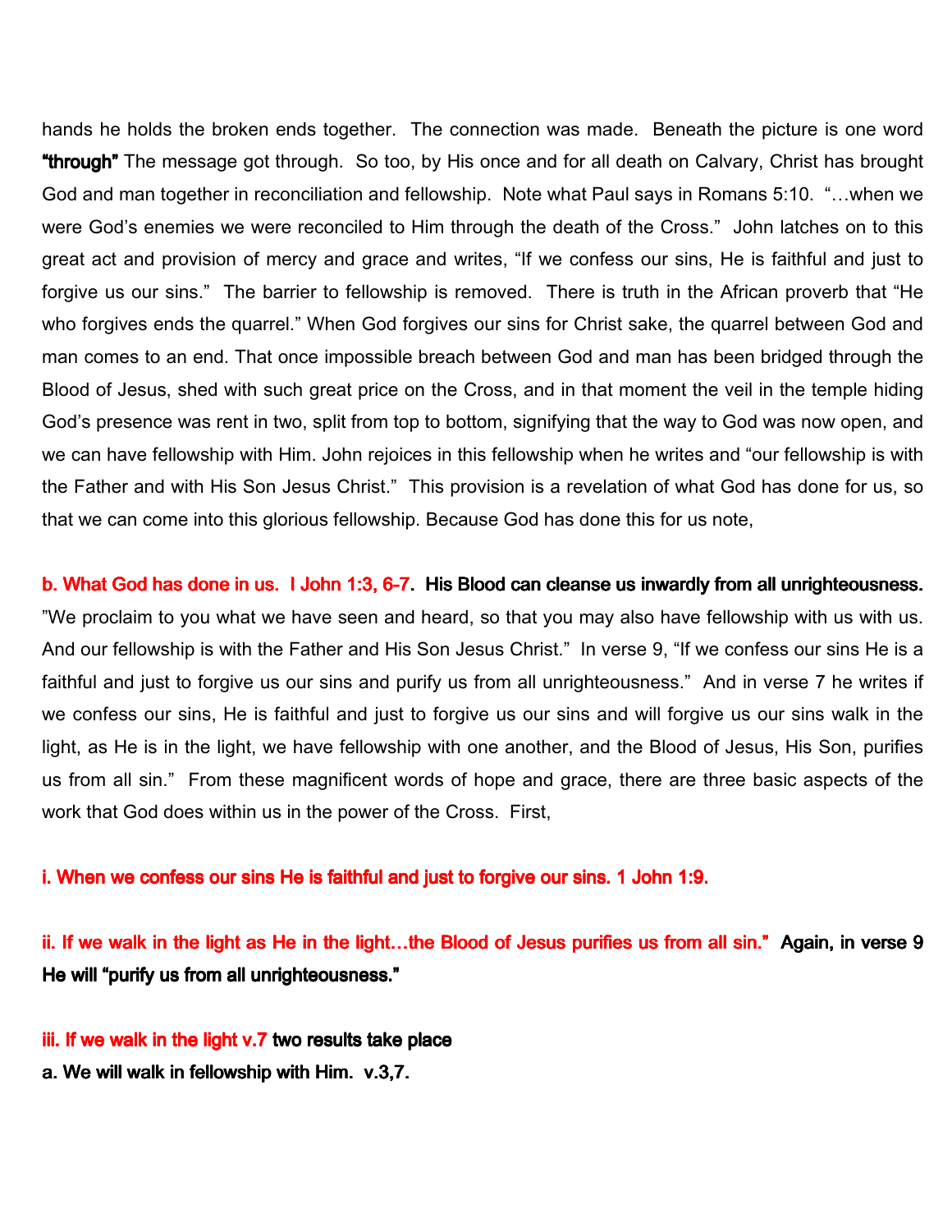hands he holds the broken ends together. The connection was made. Beneath the picture is one word **"through"** The message got through. So too, by His once and for all death on Calvary, Christ has brought God and man together in reconciliation and fellowship. Note what Paul says in Romans 5:10. "…when we were God's enemies we were reconciled to Him through the death of the Cross." John latches on to this great act and provision of mercy and grace and writes, "If we confess our sins, He is faithful and just to forgive us our sins." The barrier to fellowship is removed. There is truth in the African proverb that "He who forgives ends the quarrel." When God forgives our sins for Christ sake, the quarrel between God and man comes to an end. That once impossible breach between God and man has been bridged through the Blood of Jesus, shed with such great price on the Cross, and in that moment the veil in the temple hiding God's presence was rent in two, split from top to bottom, signifying that the way to God was now open, and we can have fellowship with Him. John rejoices in this fellowship when he writes and "our fellowship is with the Father and with His Son Jesus Christ." This provision is a revelation of what God has done for us, so that we can come into this glorious fellowship. Because God has done this for us note,

**b. What God has done in us. I John 1:3, 6-7. His Blood can cleanse us inwardly from all unrighteousness.** "We proclaim to you what we have seen and heard, so that you may also have fellowship with us with us. And our fellowship is with the Father and His Son Jesus Christ." In verse 9, "If we confess our sins He is a faithful and just to forgive us our sins and purify us from all unrighteousness." And in verse 7 he writes if we confess our sins, He is faithful and just to forgive us our sins and will forgive us our sins walk in the light, as He is in the light, we have fellowship with one another, and the Blood of Jesus, His Son, purifies us from all sin." From these magnificent words of hope and grace, there are three basic aspects of the work that God does within us in the power of the Cross. First,

**i. When we confess our sins He is faithful and just to forgive our sins. 1 John 1:9.**

**ii. If we walk in the light as He in the light…the Blood of Jesus purifies us from all sin." Again, in verse 9 He will "purify us from all unrighteousness."**

**iii. If we walk in the light v.7 two results take place**

**a. We will walk in fellowship with Him. v.3,7.**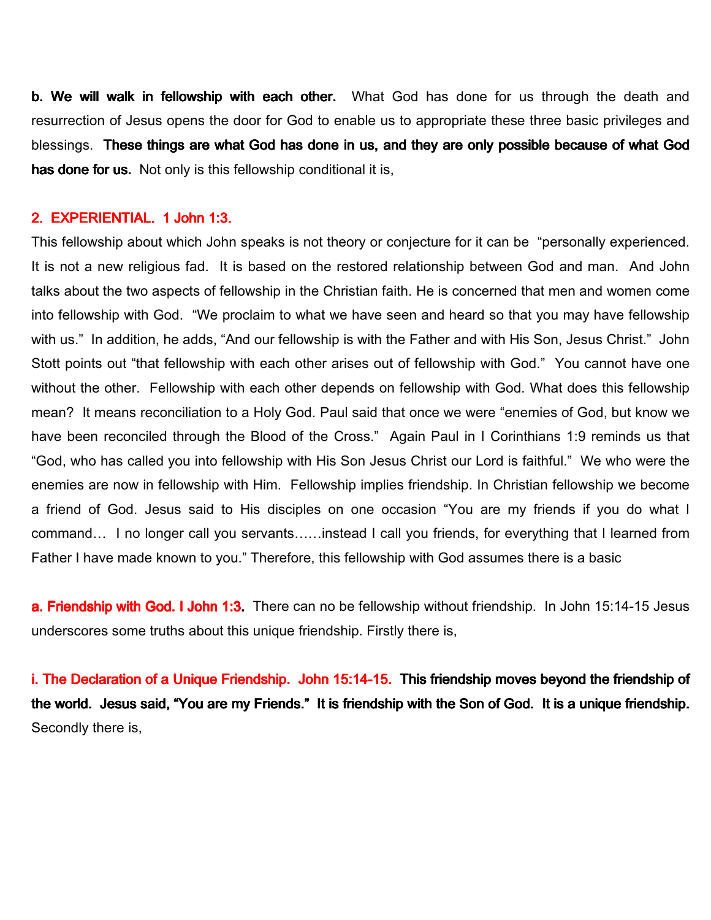**b. We will walk in fellowship with each other.** What God has done for us through the death and resurrection of Jesus opens the door for God to enable us to appropriate these three basic privileges and blessings. **These things are what God has done in us, and they are only possible because of what God has done for us.** Not only is this fellowship conditional it is,

## 2. EXPERIENTIAL. 1 John 1:3.

This fellowship about which John speaks is not theory or conjecture for it can be "personally experienced. It is not a new religious fad. It is based on the restored relationship between God and man. And John talks about the two aspects of fellowship in the Christian faith. He is concerned that men and women come into fellowship with God. "We proclaim to what we have seen and heard so that you may have fellowship with us." In addition, he adds, "And our fellowship is with the Father and with His Son, Jesus Christ." John Stott points out "that fellowship with each other arises out of fellowship with God." You cannot have one without the other. Fellowship with each other depends on fellowship with God. What does this fellowship mean? It means reconciliation to a Holy God. Paul said that once we were "enemies of God, but know we have been reconciled through the Blood of the Cross." Again Paul in I Corinthians 1:9 reminds us that "God, who has called you into fellowship with His Son Jesus Christ our Lord is faithful." We who were the enemies are now in fellowship with Him. Fellowship implies friendship. In Christian fellowship we become a friend of God. Jesus said to His disciples on one occasion "You are my friends if you do what I command… I no longer call you servants……instead I call you friends, for everything that I learned from Father I have made known to you." Therefore, this fellowship with God assumes there is a basic

**a. Friendship with God. I John 1:3.** There can no be fellowship without friendship. In John 15:14-15 Jesus underscores some truths about this unique friendship. Firstly there is,

**i. The Declaration of a Unique Friendship. John 15:14-15.** **This friendship moves beyond the friendship of the world. Jesus said, "You are my Friends." It is friendship with the Son of God. It is a unique friendship.** Secondly there is,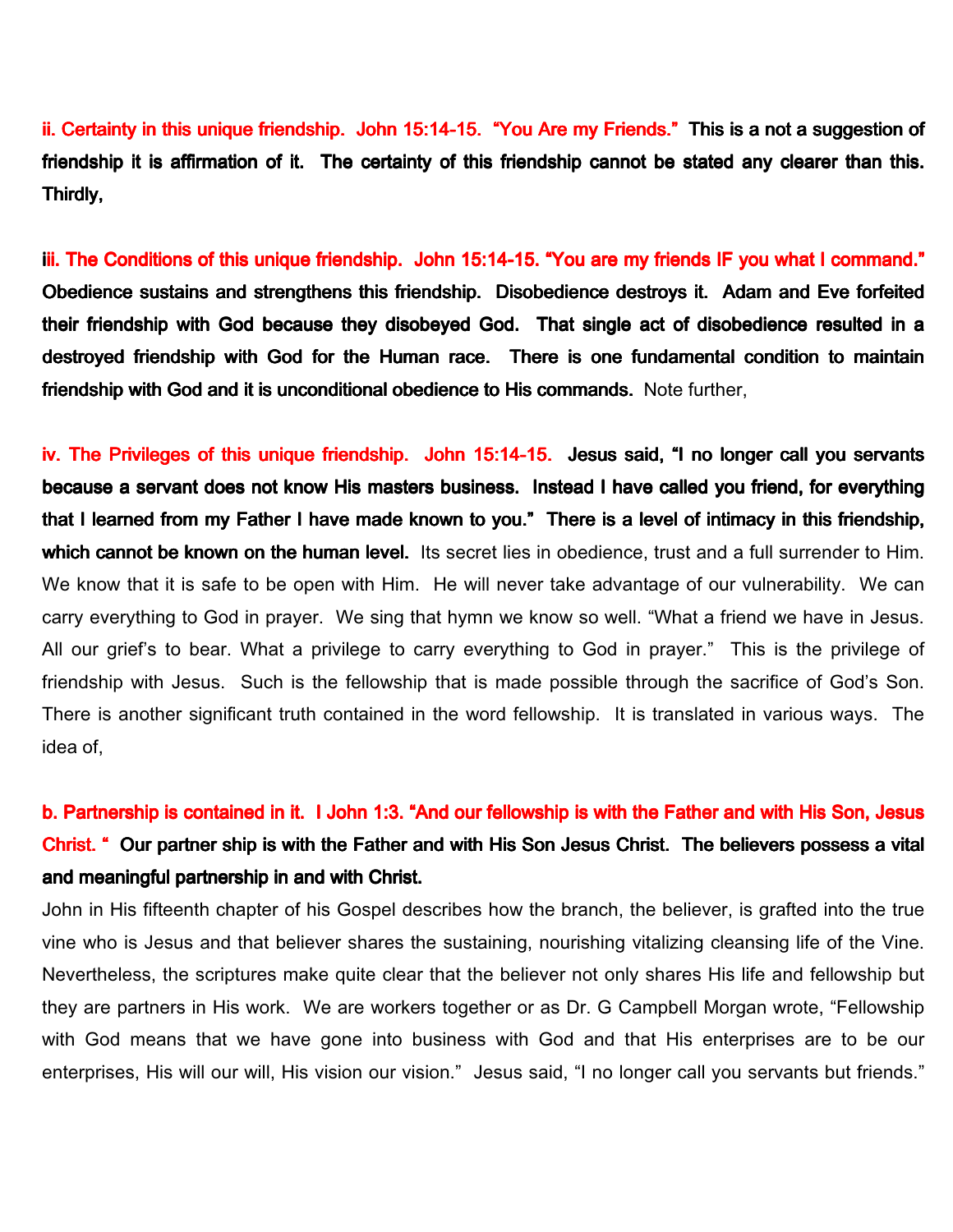**ii. Certainty in this unique friendship. John 15:14-15. "You Are my Friends." This is a not a suggestion of friendship it is affirmation of it. The certainty of this friendship cannot be stated any clearer than this. Thirdly,**

**iii. The Conditions of this unique friendship. John 15:14-15. "You are my friends IF you what I command." Obedience sustains and strengthens this friendship. Disobedience destroys it. Adam and Eve forfeited their friendship with God because they disobeyed God. That single act of disobedience resulted in a destroyed friendship with God for the Human race. There is one fundamental condition to maintain friendship with God and it is unconditional obedience to His commands.** Note further,

**iv. The Privileges of this unique friendship. John 15:14-15. Jesus said, "I no longer call you servants because a servant does not know His masters business. Instead I have called you friend, for everything that I learned from my Father I have made known to you." There is a level of intimacy in this friendship, which cannot be known on the human level.** Its secret lies in obedience, trust and a full surrender to Him. We know that it is safe to be open with Him. He will never take advantage of our vulnerability. We can carry everything to God in prayer. We sing that hymn we know so well. "What a friend we have in Jesus. All our grief's to bear. What a privilege to carry everything to God in prayer." This is the privilege of friendship with Jesus. Such is the fellowship that is made possible through the sacrifice of God's Son. There is another significant truth contained in the word fellowship. It is translated in various ways. The idea of,

**b. Partnership is contained in it. I John 1:3. "And our fellowship is with the Father and with His Son, Jesus Christ. " Our partner ship is with the Father and with His Son Jesus Christ. The believers possess a vital and meaningful partnership in and with Christ.**

John in His fifteenth chapter of his Gospel describes how the branch, the believer, is grafted into the true vine who is Jesus and that believer shares the sustaining, nourishing vitalizing cleansing life of the Vine. Nevertheless, the scriptures make quite clear that the believer not only shares His life and fellowship but they are partners in His work. We are workers together or as Dr. G Campbell Morgan wrote, "Fellowship with God means that we have gone into business with God and that His enterprises are to be our enterprises, His will our will, His vision our vision." Jesus said, "I no longer call you servants but friends."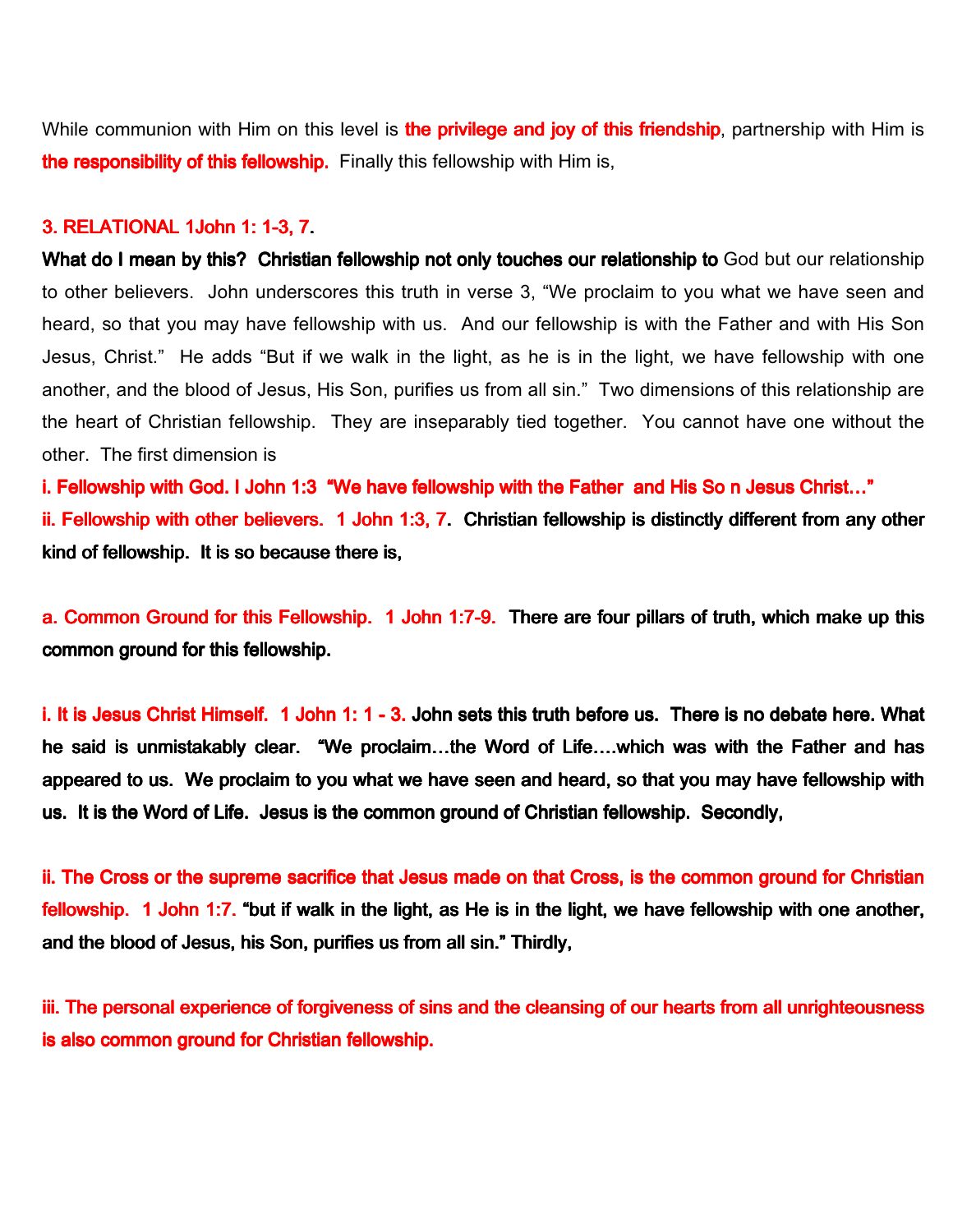While communion with Him on this level is **the privilege and joy of this friendship**, partnership with Him is **the responsibility of this fellowship.** Finally this fellowship with Him is,

**3. RELATIONAL 1John 1: 1-3, 7.**

**What do I mean by this? Christian fellowship not only touches our relationship to** God but our relationship to other believers. John underscores this truth in verse 3, "We proclaim to you what we have seen and heard, so that you may have fellowship with us. And our fellowship is with the Father and with His Son Jesus, Christ." He adds "But if we walk in the light, as he is in the light, we have fellowship with one another, and the blood of Jesus, His Son, purifies us from all sin." Two dimensions of this relationship are the heart of Christian fellowship. They are inseparably tied together. You cannot have one without the other. The first dimension is

**i. Fellowship with God. I John 1:3 "We have fellowship with the Father and His So n Jesus Christ…"**

**ii. Fellowship with other believers. 1 John 1:3, 7. Christian fellowship is distinctly different from any other kind of fellowship. It is so because there is,**

**a. Common Ground for this Fellowship. 1 John 1:7-9. There are four pillars of truth, which make up this common ground for this fellowship.**

**i. It is Jesus Christ Himself. 1 John 1: 1 - 3. John sets this truth before us. There is no debate here. What he said is unmistakably clear. "We proclaim…the Word of Life….which was with the Father and has appeared to us. We proclaim to you what we have seen and heard, so that you may have fellowship with us. It is the Word of Life. Jesus is the common ground of Christian fellowship. Secondly,**

**ii. The Cross or the supreme sacrifice that Jesus made on that Cross, is the common ground for Christian fellowship. 1 John 1:7. "but if walk in the light, as He is in the light, we have fellowship with one another, and the blood of Jesus, his Son, purifies us from all sin." Thirdly,**

**iii. The personal experience of forgiveness of sins and the cleansing of our hearts from all unrighteousness is also common ground for Christian fellowship.**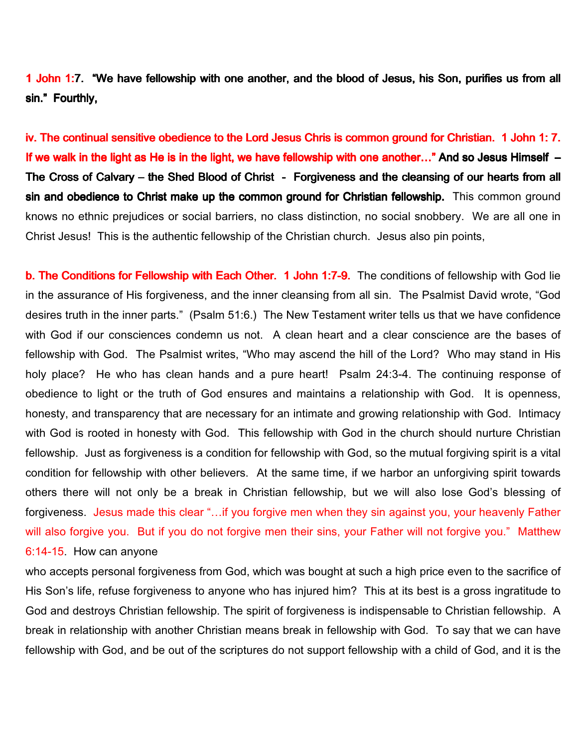**1 John 1:7. "We have fellowship with one another, and the blood of Jesus, his Son, purifies us from all sin." Fourthly,**

**iv. The continual sensitive obedience to the Lord Jesus Chris is common ground for Christian. 1 John 1: 7. If we walk in the light as He is in the light, we have fellowship with one another…" And so Jesus Himself – The Cross of Calvary – the Shed Blood of Christ - Forgiveness and the cleansing of our hearts from all sin and obedience to Christ make up the common ground for Christian fellowship.** This common ground knows no ethnic prejudices or social barriers, no class distinction, no social snobbery. We are all one in Christ Jesus! This is the authentic fellowship of the Christian church. Jesus also pin points,

**b. The Conditions for Fellowship with Each Other. 1 John 1:7-9.** The conditions of fellowship with God lie in the assurance of His forgiveness, and the inner cleansing from all sin. The Psalmist David wrote, "God desires truth in the inner parts." (Psalm 51:6.) The New Testament writer tells us that we have confidence with God if our consciences condemn us not. A clean heart and a clear conscience are the bases of fellowship with God. The Psalmist writes, "Who may ascend the hill of the Lord? Who may stand in His holy place? He who has clean hands and a pure heart! Psalm 24:3-4. The continuing response of obedience to light or the truth of God ensures and maintains a relationship with God. It is openness, honesty, and transparency that are necessary for an intimate and growing relationship with God. Intimacy with God is rooted in honesty with God. This fellowship with God in the church should nurture Christian fellowship. Just as forgiveness is a condition for fellowship with God, so the mutual forgiving spirit is a vital condition for fellowship with other believers. At the same time, if we harbor an unforgiving spirit towards others there will not only be a break in Christian fellowship, but we will also lose God's blessing of forgiveness. Jesus made this clear "…if you forgive men when they sin against you, your heavenly Father will also forgive you. But if you do not forgive men their sins, your Father will not forgive you." Matthew 6:14-15. How can anyone who accepts personal forgiveness from God, which was bought at such a high price even to the sacrifice of His Son's life, refuse forgiveness to anyone who has injured him? This at its best is a gross ingratitude to God and destroys Christian fellowship. The spirit of forgiveness is indispensable to Christian fellowship. A break in relationship with another Christian means break in fellowship with God. To say that we can have fellowship with God, and be out of the scriptures do not support fellowship with a child of God, and it is the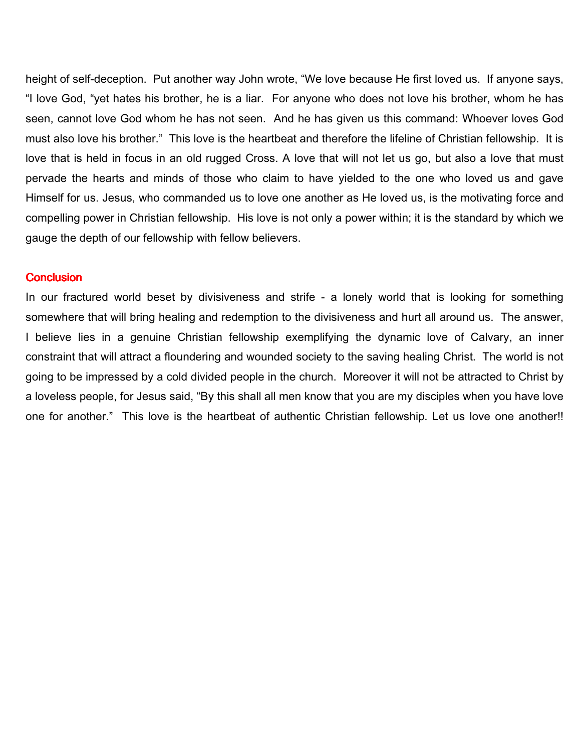height of self-deception. Put another way John wrote, “We love because He first loved us. If anyone says, “I love God, “yet hates his brother, he is a liar. For anyone who does not love his brother, whom he has seen, cannot love God whom he has not seen. And he has given us this command: Whoever loves God must also love his brother.” This love is the heartbeat and therefore the lifeline of Christian fellowship. It is love that is held in focus in an old rugged Cross. A love that will not let us go, but also a love that must pervade the hearts and minds of those who claim to have yielded to the one who loved us and gave Himself for us. Jesus, who commanded us to love one another as He loved us, is the motivating force and compelling power in Christian fellowship. His love is not only a power within; it is the standard by which we gauge the depth of our fellowship with fellow believers.

## Conclusion

In our fractured world beset by divisiveness and strife - a lonely world that is looking for something somewhere that will bring healing and redemption to the divisiveness and hurt all around us. The answer, I believe lies in a genuine Christian fellowship exemplifying the dynamic love of Calvary, an inner constraint that will attract a floundering and wounded society to the saving healing Christ. The world is not going to be impressed by a cold divided people in the church. Moreover it will not be attracted to Christ by a loveless people, for Jesus said, “By this shall all men know that you are my disciples when you have love one for another.” This love is the heartbeat of authentic Christian fellowship. Let us love one another!!